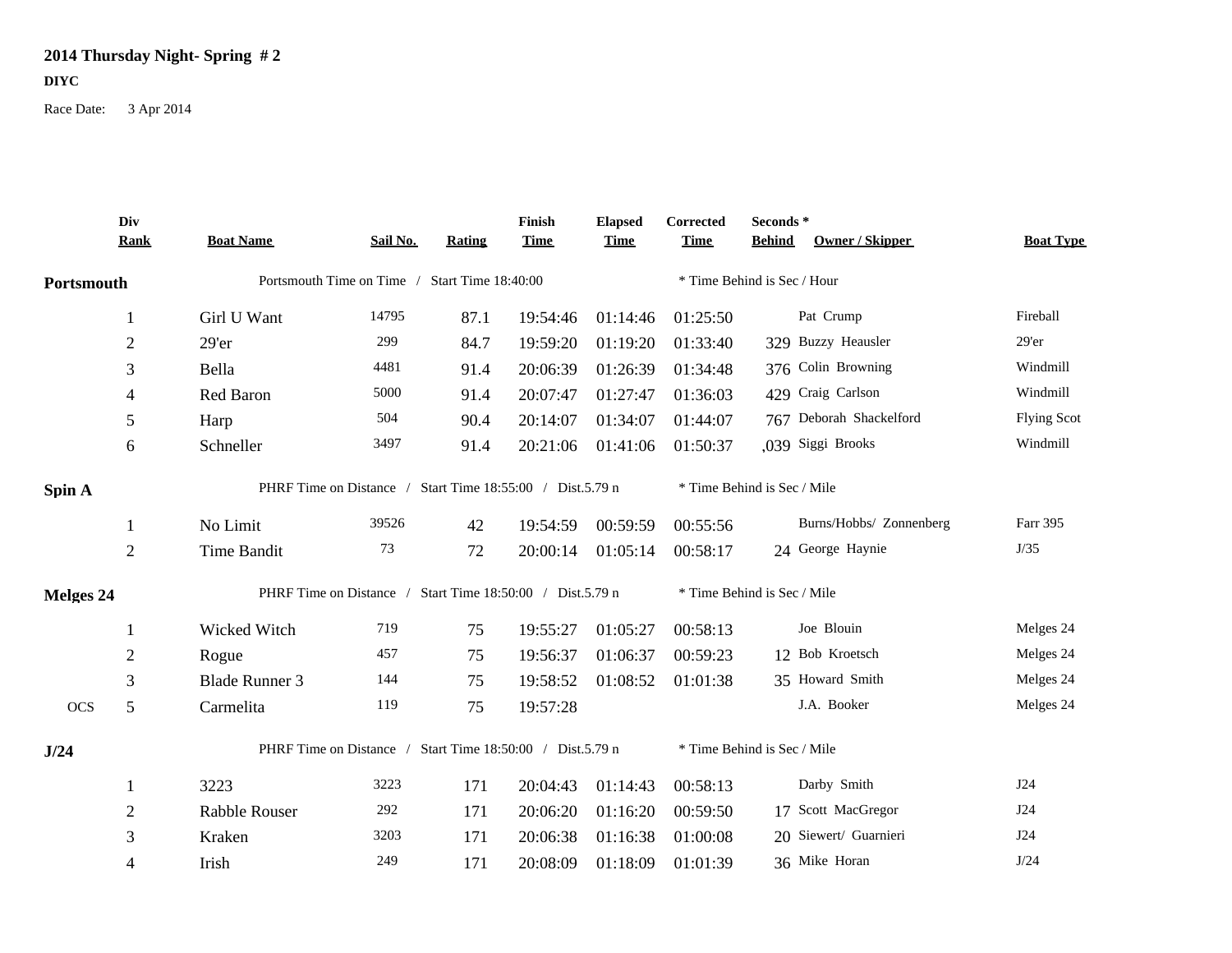# 2014 Thursday Night- Spring # 2

**DIYC**

Race Date: 3 Apr 2014

| | Div Rank | Boat Name | Sail No. | Rating | Finish Time | Elapsed Time | Corrected Time | Seconds * Behind | Owner / Skipper | Boat Type |
|---|---|---|---|---|---|---|---|---|---|---|
| **Portsmouth** | | Portsmouth Time on Time / Start Time 18:40:00 | | | | | * Time Behind is Sec / Hour | | | |
| | 1 | Girl U Want | 14795 | 87.1 | 19:54:46 | 01:14:46 | 01:25:50 | | Pat Crump | Fireball |
| | 2 | 29'er | 299 | 84.7 | 19:59:20 | 01:19:20 | 01:33:40 | 329 | Buzzy Heausler | 29'er |
| | 3 | Bella | 4481 | 91.4 | 20:06:39 | 01:26:39 | 01:34:48 | 376 | Colin Browning | Windmill |
| | 4 | Red Baron | 5000 | 91.4 | 20:07:47 | 01:27:47 | 01:36:03 | 429 | Craig Carlson | Windmill |
| | 5 | Harp | 504 | 90.4 | 20:14:07 | 01:34:07 | 01:44:07 | 767 | Deborah Shackelford | Flying Scot |
| | 6 | Schneller | 3497 | 91.4 | 20:21:06 | 01:41:06 | 01:50:37 | ,039 | Siggi Brooks | Windmill |
| **Spin A** | | PHRF Time on Distance / Start Time 18:55:00 / Dist.5.79 n | | | | | * Time Behind is Sec / Mile | | | |
| | 1 | No Limit | 39526 | 42 | 19:54:59 | 00:59:59 | 00:55:56 | | Burns/Hobbs/ Zonnenberg | Farr 395 |
| | 2 | Time Bandit | 73 | 72 | 20:00:14 | 01:05:14 | 00:58:17 | 24 | George Haynie | J/35 |
| **Melges 24** | | PHRF Time on Distance / Start Time 18:50:00 / Dist.5.79 n | | | | | * Time Behind is Sec / Mile | | | |
| | 1 | Wicked Witch | 719 | 75 | 19:55:27 | 01:05:27 | 00:58:13 | | Joe Blouin | Melges 24 |
| | 2 | Rogue | 457 | 75 | 19:56:37 | 01:06:37 | 00:59:23 | 12 | Bob Kroetsch | Melges 24 |
| | 3 | Blade Runner 3 | 144 | 75 | 19:58:52 | 01:08:52 | 01:01:38 | 35 | Howard Smith | Melges 24 |
| OCS | 5 | Carmelita | 119 | 75 | 19:57:28 | | | | J.A. Booker | Melges 24 |
| **J/24** | | PHRF Time on Distance / Start Time 18:50:00 / Dist.5.79 n | | | | | * Time Behind is Sec / Mile | | | |
| | 1 | 3223 | 3223 | 171 | 20:04:43 | 01:14:43 | 00:58:13 | | Darby Smith | J24 |
| | 2 | Rabble Rouser | 292 | 171 | 20:06:20 | 01:16:20 | 00:59:50 | 17 | Scott MacGregor | J24 |
| | 3 | Kraken | 3203 | 171 | 20:06:38 | 01:16:38 | 01:00:08 | 20 | Siewert/ Guarnieri | J24 |
| | 4 | Irish | 249 | 171 | 20:08:09 | 01:18:09 | 01:01:39 | 36 | Mike Horan | J/24 |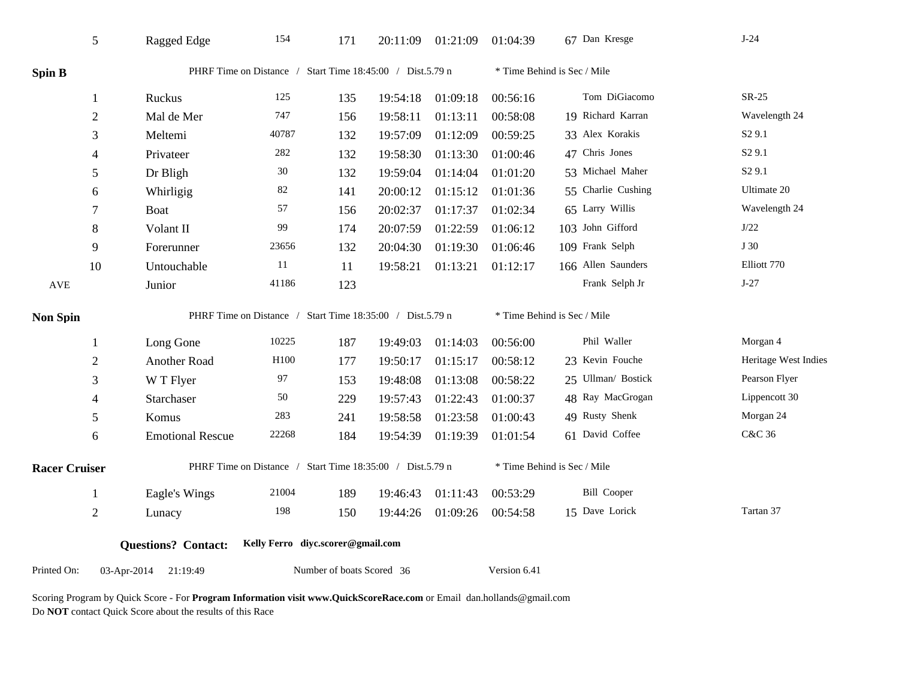| | | | | | | | | | |
|---|---|---|---|---|---|---|---|---|---|
| 5 | Ragged Edge | 154 | 171 | 20:11:09 | 01:21:09 | 01:04:39 | 67 | Dan Kresge | J-24 |

**Spin B** PHRF Time on Distance / Start Time 18:45:00 / Dist.5.79 n * Time Behind is Sec / Mile

| | | | | | | | | | |
|---|---|---|---|---|---|---|---|---|---|
| 1 | Ruckus | 125 | 135 | 19:54:18 | 01:09:18 | 00:56:16 | | Tom DiGiacomo | SR-25 |
| 2 | Mal de Mer | 747 | 156 | 19:58:11 | 01:13:11 | 00:58:08 | 19 | Richard Karran | Wavelength 24 |
| 3 | Meltemi | 40787 | 132 | 19:57:09 | 01:12:09 | 00:59:25 | 33 | Alex Korakis | S2 9.1 |
| 4 | Privateer | 282 | 132 | 19:58:30 | 01:13:30 | 01:00:46 | 47 | Chris Jones | S2 9.1 |
| 5 | Dr Bligh | 30 | 132 | 19:59:04 | 01:14:04 | 01:01:20 | 53 | Michael Maher | S2 9.1 |
| 6 | Whirligig | 82 | 141 | 20:00:12 | 01:15:12 | 01:01:36 | 55 | Charlie Cushing | Ultimate 20 |
| 7 | Boat | 57 | 156 | 20:02:37 | 01:17:37 | 01:02:34 | 65 | Larry Willis | Wavelength 24 |
| 8 | Volant II | 99 | 174 | 20:07:59 | 01:22:59 | 01:06:12 | 103 | John Gifford | J/22 |
| 9 | Forerunner | 23656 | 132 | 20:04:30 | 01:19:30 | 01:06:46 | 109 | Frank Selph | J 30 |
| 10 | Untouchable | 11 | 11 | 19:58:21 | 01:13:21 | 01:12:17 | 166 | Allen Saunders | Elliott 770 |
| AVE | Junior | 41186 | 123 | | | | | Frank Selph Jr | J-27 |

**Non Spin** PHRF Time on Distance / Start Time 18:35:00 / Dist.5.79 n * Time Behind is Sec / Mile

| | | | | | | | | | |
|---|---|---|---|---|---|---|---|---|---|
| 1 | Long Gone | 10225 | 187 | 19:49:03 | 01:14:03 | 00:56:00 | | Phil Waller | Morgan 4 |
| 2 | Another Road | H100 | 177 | 19:50:17 | 01:15:17 | 00:58:12 | 23 | Kevin Fouche | Heritage West Indies |
| 3 | W T Flyer | 97 | 153 | 19:48:08 | 01:13:08 | 00:58:22 | 25 | Ullman/ Bostick | Pearson Flyer |
| 4 | Starchaser | 50 | 229 | 19:57:43 | 01:22:43 | 01:00:37 | 48 | Ray MacGrogan | Lippencott 30 |
| 5 | Komus | 283 | 241 | 19:58:58 | 01:23:58 | 01:00:43 | 49 | Rusty Shenk | Morgan 24 |
| 6 | Emotional Rescue | 22268 | 184 | 19:54:39 | 01:19:39 | 01:01:54 | 61 | David Coffee | C&C 36 |

**Racer Cruiser** PHRF Time on Distance / Start Time 18:35:00 / Dist.5.79 n * Time Behind is Sec / Mile

| | | | | | | | | | |
|---|---|---|---|---|---|---|---|---|---|
| 1 | Eagle's Wings | 21004 | 189 | 19:46:43 | 01:11:43 | 00:53:29 | | Bill Cooper | |
| 2 | Lunacy | 198 | 150 | 19:44:26 | 01:09:26 | 00:54:58 | 15 | Dave Lorick | Tartan 37 |

**Questions? Contact:** **Kelly Ferro diyc.scorer@gmail.com**

Printed On: 03-Apr-2014 21:19:49 Number of boats Scored 36 Version 6.41

Scoring Program by Quick Score - For **Program Information visit www.QuickScoreRace.com** or Email dan.hollands@gmail.com
Do **NOT** contact Quick Score about the results of this Race